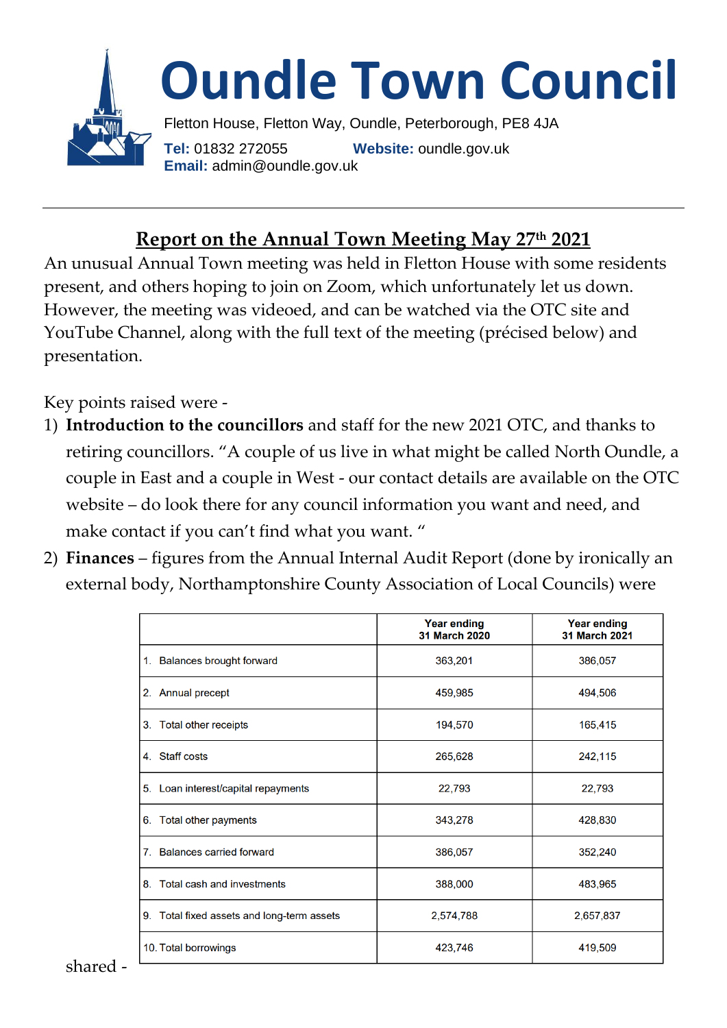# Oundle Town Council

Fletton House, Fletton Way, Oundle, Peterborough, PE8 4JA

**Tel:** 01832 272055 **Website:** oundle.gov.uk

**Email:** admin@oundle.gov.uk

---

## Report on the Annual Town Meeting May 27th 2021

An unusual Annual Town meeting was held in Fletton House with some residents present, and others hoping to join on Zoom, which unfortunately let us down. However, the meeting was videoed, and can be watched via the OTC site and YouTube Channel, along with the full text of the meeting (précised below) and presentation.

Key points raised were -

1) **Introduction to the councillors** and staff for the new 2021 OTC, and thanks to retiring councillors. "A couple of us live in what might be called North Oundle, a couple in East and a couple in West - our contact details are available on the OTC website – do look there for any council information you want and need, and make contact if you can't find what you want. "
2) **Finances** – figures from the Annual Internal Audit Report (done by ironically an external body, Northamptonshire County Association of Local Councils) were shared -

| | Year ending 31 March 2020 | Year ending 31 March 2021 |
|---|---|---|
| 1. Balances brought forward | 363,201 | 386,057 |
| 2. Annual precept | 459,985 | 494,506 |
| 3. Total other receipts | 194,570 | 165,415 |
| 4. Staff costs | 265,628 | 242,115 |
| 5. Loan interest/capital repayments | 22,793 | 22,793 |
| 6. Total other payments | 343,278 | 428,830 |
| 7. Balances carried forward | 386,057 | 352,240 |
| 8. Total cash and investments | 388,000 | 483,965 |
| 9. Total fixed assets and long-term assets | 2,574,788 | 2,657,837 |
| 10. Total borrowings | 423,746 | 419,509 |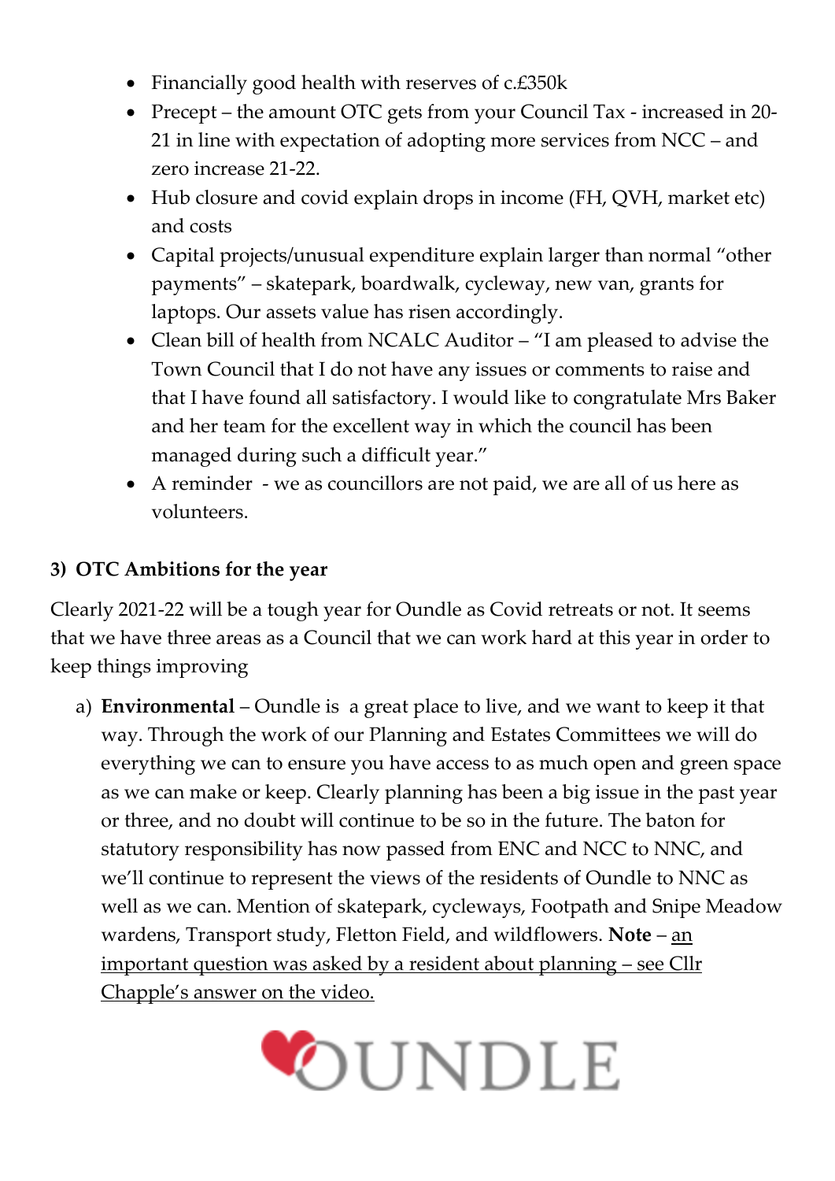- Financially good health with reserves of c.£350k
- Precept – the amount OTC gets from your Council Tax - increased in 20-21 in line with expectation of adopting more services from NCC – and zero increase 21-22.
- Hub closure and covid explain drops in income (FH, QVH, market etc) and costs
- Capital projects/unusual expenditure explain larger than normal "other payments" – skatepark, boardwalk, cycleway, new van, grants for laptops. Our assets value has risen accordingly.
- Clean bill of health from NCALC Auditor – "I am pleased to advise the Town Council that I do not have any issues or comments to raise and that I have found all satisfactory. I would like to congratulate Mrs Baker and her team for the excellent way in which the council has been managed during such a difficult year."
- A reminder - we as councillors are not paid, we are all of us here as volunteers.

### 3) OTC Ambitions for the year

Clearly 2021-22 will be a tough year for Oundle as Covid retreats or not. It seems that we have three areas as a Council that we can work hard at this year in order to keep things improving

a) **Environmental** – Oundle is a great place to live, and we want to keep it that way. Through the work of our Planning and Estates Committees we will do everything we can to ensure you have access to as much open and green space as we can make or keep. Clearly planning has been a big issue in the past year or three, and no doubt will continue to be so in the future. The baton for statutory responsibility has now passed from ENC and NCC to NNC, and we'll continue to represent the views of the residents of Oundle to NNC as well as we can. Mention of skatepark, cycleways, Footpath and Snipe Meadow wardens, Transport study, Fletton Field, and wildflowers. **Note** – <u>an important question was asked by a resident about planning – see Cllr Chapple's answer on the video.</u>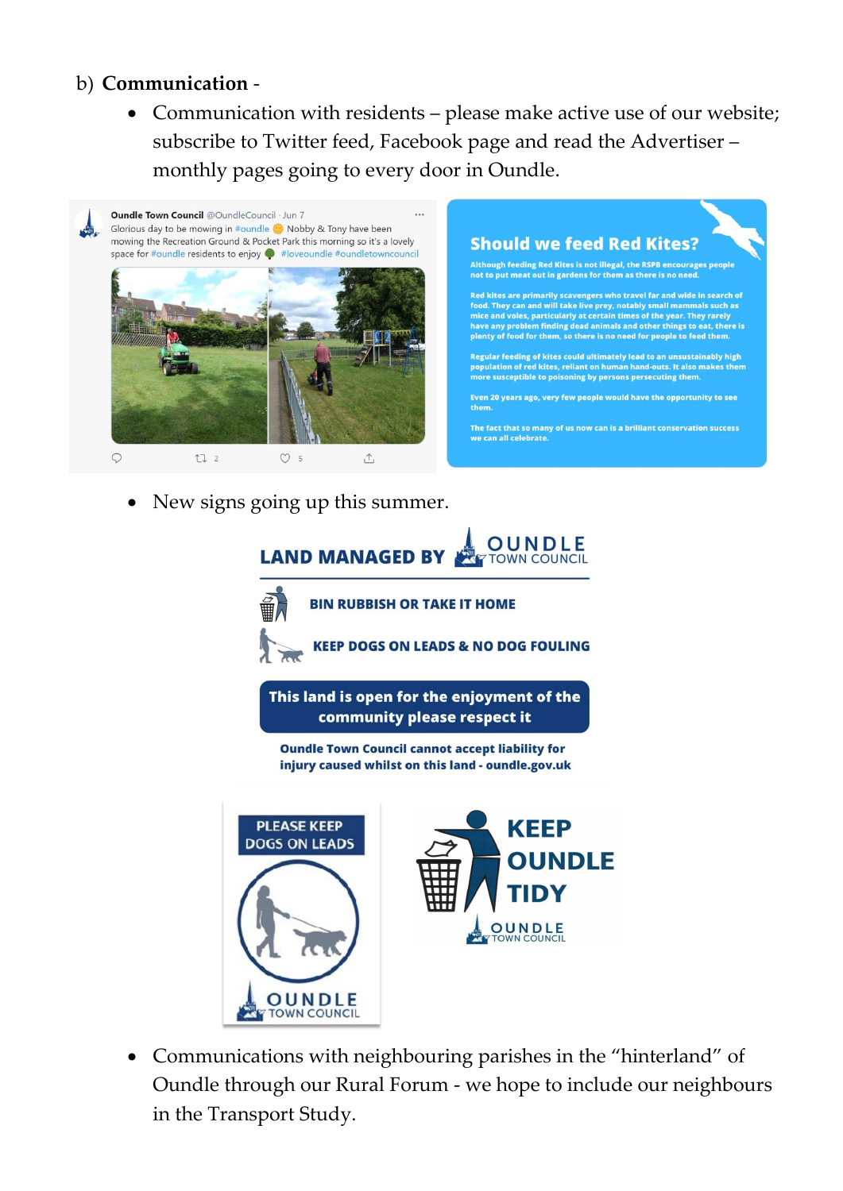b) **Communication** -

- Communication with residents – please make active use of our website; subscribe to Twitter feed, Facebook page and read the Advertiser – monthly pages going to every door in Oundle.

- New signs going up this summer.

- Communications with neighbouring parishes in the "hinterland" of Oundle through our Rural Forum - we hope to include our neighbours in the Transport Study.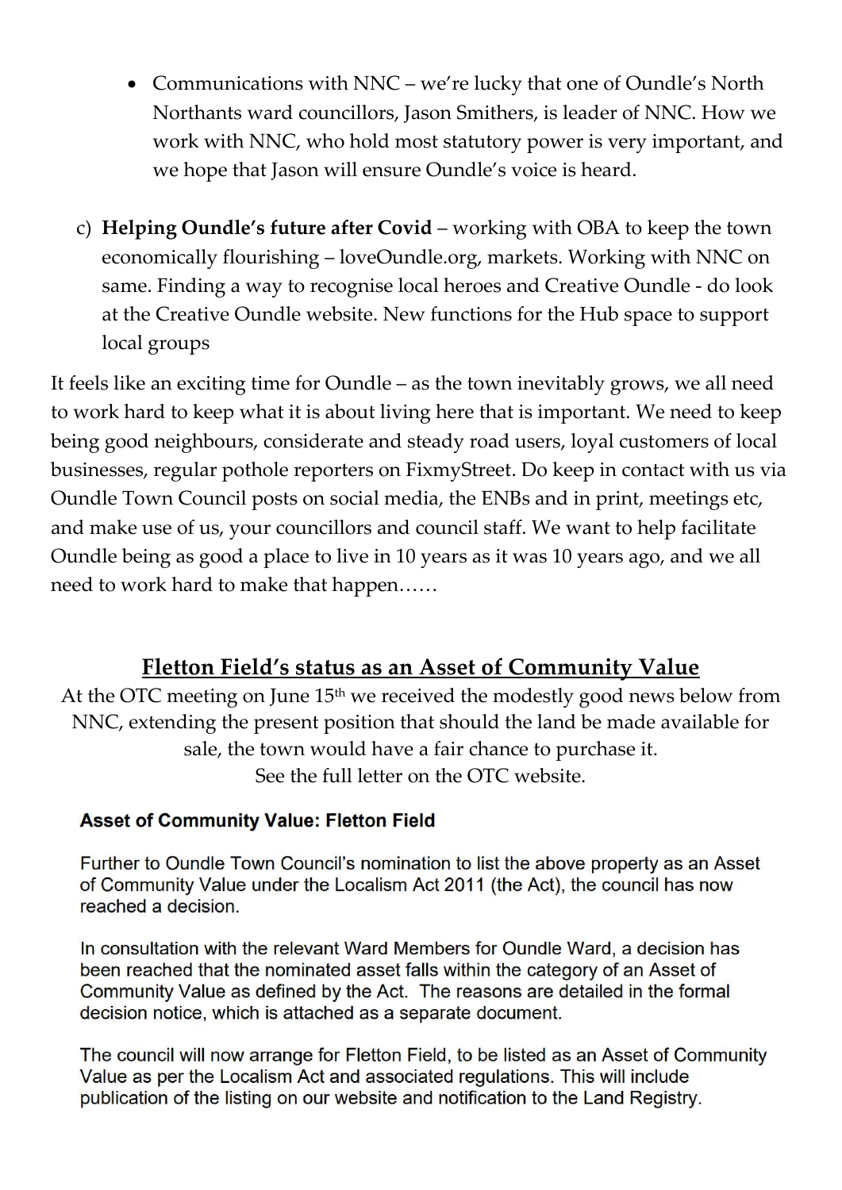- Communications with NNC – we're lucky that one of Oundle's North Northants ward councillors, Jason Smithers, is leader of NNC. How we work with NNC, who hold most statutory power is very important, and we hope that Jason will ensure Oundle's voice is heard.

c) **Helping Oundle's future after Covid** – working with OBA to keep the town economically flourishing – loveOundle.org, markets. Working with NNC on same. Finding a way to recognise local heroes and Creative Oundle - do look at the Creative Oundle website. New functions for the Hub space to support local groups

It feels like an exciting time for Oundle – as the town inevitably grows, we all need to work hard to keep what it is about living here that is important. We need to keep being good neighbours, considerate and steady road users, loyal customers of local businesses, regular pothole reporters on FixmyStreet. Do keep in contact with us via Oundle Town Council posts on social media, the ENBs and in print, meetings etc, and make use of us, your councillors and council staff. We want to help facilitate Oundle being as good a place to live in 10 years as it was 10 years ago, and we all need to work hard to make that happen……

## Fletton Field's status as an Asset of Community Value

At the OTC meeting on June 15th we received the modestly good news below from NNC, extending the present position that should the land be made available for sale, the town would have a fair chance to purchase it.
See the full letter on the OTC website.

**Asset of Community Value: Fletton Field**

Further to Oundle Town Council's nomination to list the above property as an Asset of Community Value under the Localism Act 2011 (the Act), the council has now reached a decision.

In consultation with the relevant Ward Members for Oundle Ward, a decision has been reached that the nominated asset falls within the category of an Asset of Community Value as defined by the Act. The reasons are detailed in the formal decision notice, which is attached as a separate document.

The council will now arrange for Fletton Field, to be listed as an Asset of Community Value as per the Localism Act and associated regulations. This will include publication of the listing on our website and notification to the Land Registry.